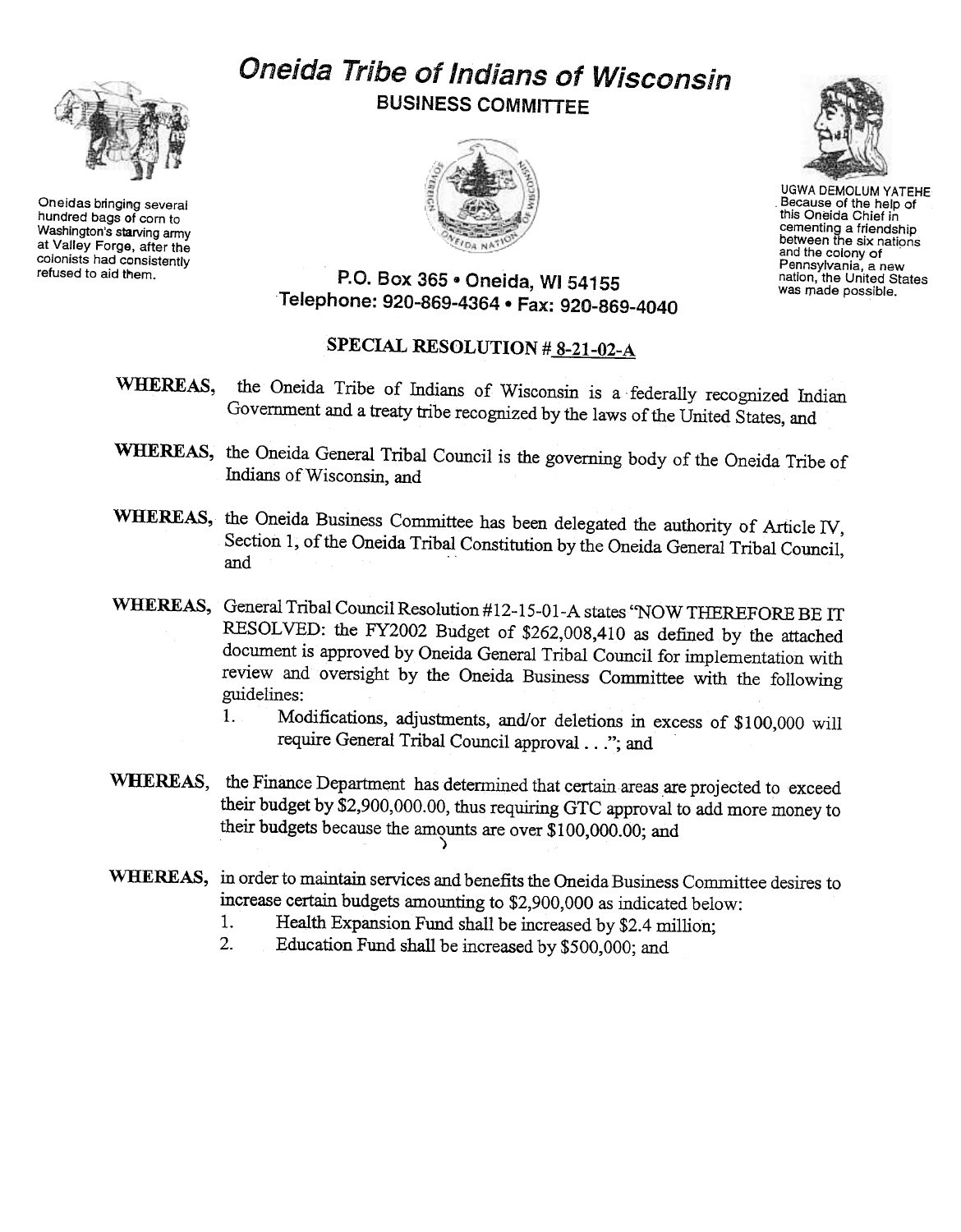# Oneida Tribe of Indians of Wisconsin

## BUSINESS COMMITTEE

Oneidas bringing several hundred bags of corn to Washington's starving army at Valley Forge, after the colonists had consistently refused to aid them.

UGWA DEMOLUM YATEHE. Because of the help of this Oneida Chief in cementing a friendship between the six nations and the colony of Pennsylvania, a new nation, the United States was made possible.

P.O. Box 365 • Oneida, WI 54155
Telephone: 920-869-4364 • Fax: 920-869-4040

### SPECIAL RESOLUTION # 8-21-02-A

**WHEREAS,** the Oneida Tribe of Indians of Wisconsin is a federally recognized Indian Government and a treaty tribe recognized by the laws of the United States, and

**WHEREAS,** the Oneida General Tribal Council is the governing body of the Oneida Tribe of Indians of Wisconsin, and

**WHEREAS,** the Oneida Business Committee has been delegated the authority of Article IV, Section 1, of the Oneida Tribal Constitution by the Oneida General Tribal Council, and

**WHEREAS,** General Tribal Council Resolution #12-15-01-A states "NOW THEREFORE BE IT RESOLVED: the FY2002 Budget of $262,008,410 as defined by the attached document is approved by Oneida General Tribal Council for implementation with review and oversight by the Oneida Business Committee with the following guidelines:

1. Modifications, adjustments, and/or deletions in excess of $100,000 will require General Tribal Council approval . . ."; and

**WHEREAS,** the Finance Department has determined that certain areas are projected to exceed their budget by $2,900,000.00, thus requiring GTC approval to add more money to their budgets because the amounts are over $100,000.00; and

**WHEREAS,** in order to maintain services and benefits the Oneida Business Committee desires to increase certain budgets amounting to $2,900,000 as indicated below:

1. Health Expansion Fund shall be increased by $2.4 million;
2. Education Fund shall be increased by $500,000; and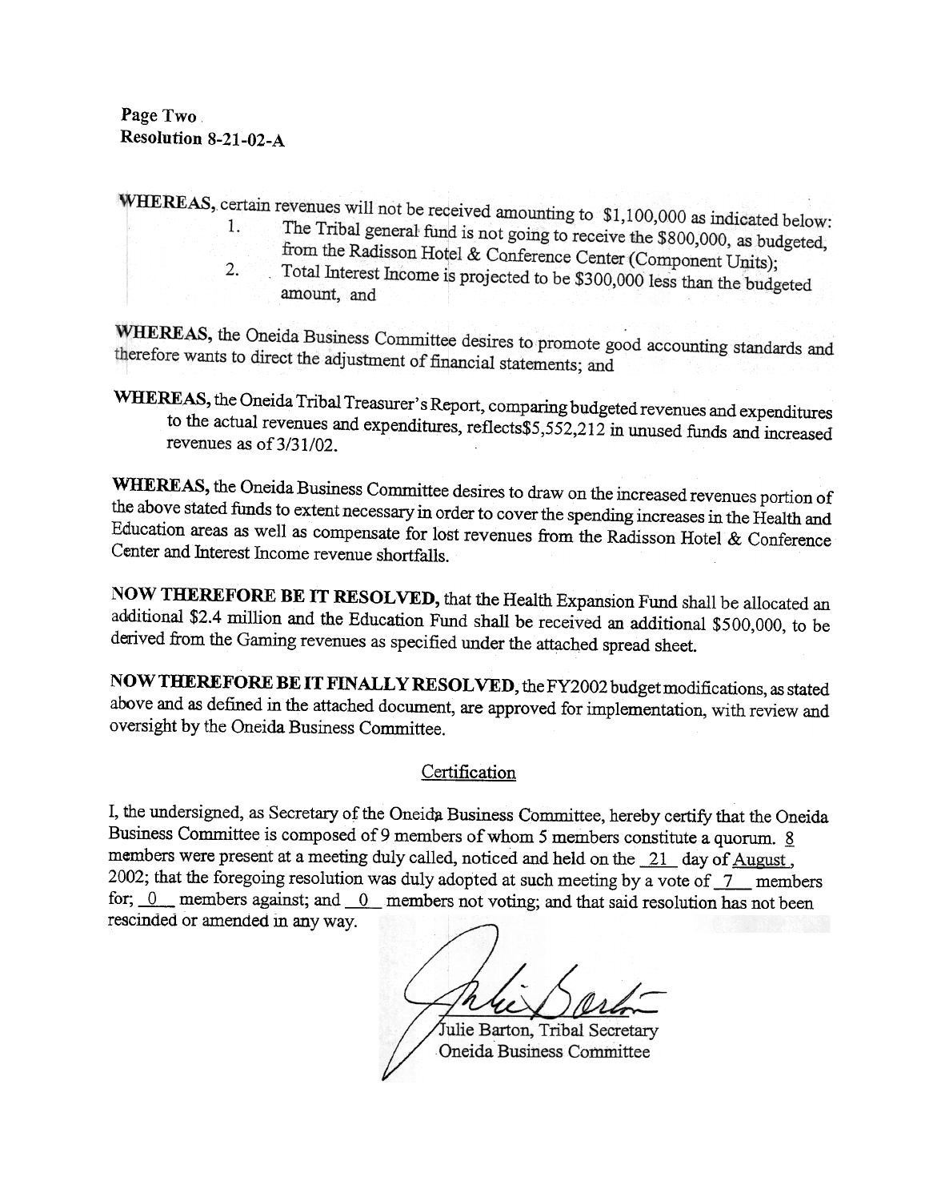**Page Two**
**Resolution 8-21-02-A**

**WHEREAS**, certain revenues will not be received amounting to $1,100,000 as indicated below:

1. The Tribal general fund is not going to receive the $800,000, as budgeted, from the Radisson Hotel & Conference Center (Component Units);
2. Total Interest Income is projected to be $300,000 less than the budgeted amount, and

**WHEREAS,** the Oneida Business Committee desires to promote good accounting standards and therefore wants to direct the adjustment of financial statements; and

**WHEREAS,** the Oneida Tribal Treasurer's Report, comparing budgeted revenues and expenditures to the actual revenues and expenditures, reflects$5,552,212 in unused funds and increased revenues as of 3/31/02.

**WHEREAS,** the Oneida Business Committee desires to draw on the increased revenues portion of the above stated funds to extent necessary in order to cover the spending increases in the Health and Education areas as well as compensate for lost revenues from the Radisson Hotel & Conference Center and Interest Income revenue shortfalls.

**NOW THEREFORE BE IT RESOLVED,** that the Health Expansion Fund shall be allocated an additional $2.4 million and the Education Fund shall be received an additional $500,000, to be derived from the Gaming revenues as specified under the attached spread sheet.

**NOW THEREFORE BE IT FINALLY RESOLVED,** the FY2002 budget modifications, as stated above and as defined in the attached document, are approved for implementation, with review and oversight by the Oneida Business Committee.

## Certification

I, the undersigned, as Secretary of the Oneida Business Committee, hereby certify that the Oneida Business Committee is composed of 9 members of whom 5 members constitute a quorum. 8 members were present at a meeting duly called, noticed and held on the 21 day of August, 2002; that the foregoing resolution was duly adopted at such meeting by a vote of 7 members for; 0 members against; and 0 members not voting; and that said resolution has not been rescinded or amended in any way.

Julie Barton, Tribal Secretary
Oneida Business Committee